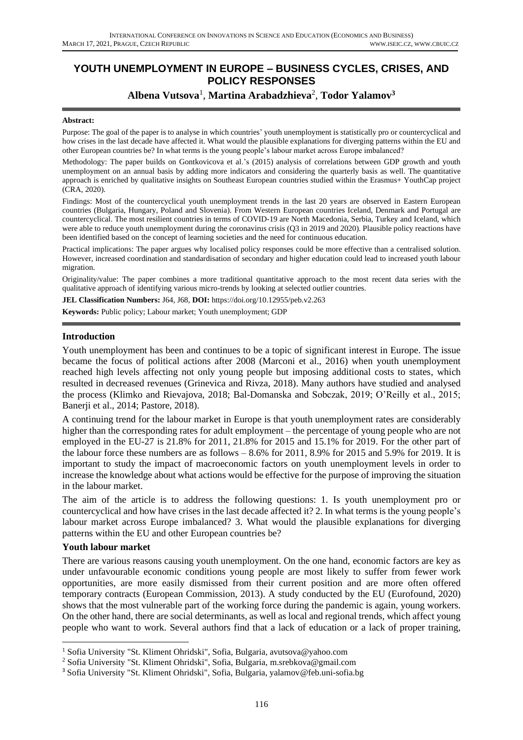# YOUTH UNEMPLOYMENT IN EUROPE – BUSINESS CYCLES, CRISES, AND POLICY RESPONSES

**Albena Vutsova**[1], **Martina Arabadzhieva**[2], **Todor Yalamov**[3]

**Abstract:**

Purpose: The goal of the paper is to analyse in which countries' youth unemployment is statistically pro or countercyclical and how crises in the last decade have affected it. What would the plausible explanations for diverging patterns within the EU and other European countries be? In what terms is the young people's labour market across Europe imbalanced?

Methodology: The paper builds on Gontkovicova et al.'s (2015) analysis of correlations between GDP growth and youth unemployment on an annual basis by adding more indicators and considering the quarterly basis as well. The quantitative approach is enriched by qualitative insights on Southeast European countries studied within the Erasmus+ YouthCap project (CRA, 2020).

Findings: Most of the countercyclical youth unemployment trends in the last 20 years are observed in Eastern European countries (Bulgaria, Hungary, Poland and Slovenia). From Western European countries Iceland, Denmark and Portugal are countercyclical. The most resilient countries in terms of COVID-19 are North Macedonia, Serbia, Turkey and Iceland, which were able to reduce youth unemployment during the coronavirus crisis (Q3 in 2019 and 2020). Plausible policy reactions have been identified based on the concept of learning societies and the need for continuous education.

Practical implications: The paper argues why localised policy responses could be more effective than a centralised solution. However, increased coordination and standardisation of secondary and higher education could lead to increased youth labour migration.

Originality/value: The paper combines a more traditional quantitative approach to the most recent data series with the qualitative approach of identifying various micro-trends by looking at selected outlier countries.

**JEL Classification Numbers:** J64, J68, **DOI:** https://doi.org/10.12955/peb.v2.263

**Keywords:** Public policy; Labour market; Youth unemployment; GDP

## Introduction

Youth unemployment has been and continues to be a topic of significant interest in Europe. The issue became the focus of political actions after 2008 (Marconi et al., 2016) when youth unemployment reached high levels affecting not only young people but imposing additional costs to states, which resulted in decreased revenues (Grinevica and Rivza, 2018). Many authors have studied and analysed the process (Klimko and Rievajova, 2018; Bal-Domanska and Sobczak, 2019; O'Reilly et al., 2015; Banerji et al., 2014; Pastore, 2018).

A continuing trend for the labour market in Europe is that youth unemployment rates are considerably higher than the corresponding rates for adult employment – the percentage of young people who are not employed in the EU-27 is 21.8% for 2011, 21.8% for 2015 and 15.1% for 2019. For the other part of the labour force these numbers are as follows – 8.6% for 2011, 8.9% for 2015 and 5.9% for 2019. It is important to study the impact of macroeconomic factors on youth unemployment levels in order to increase the knowledge about what actions would be effective for the purpose of improving the situation in the labour market.

The aim of the article is to address the following questions: 1. Is youth unemployment pro or countercyclical and how have crises in the last decade affected it? 2. In what terms is the young people's labour market across Europe imbalanced? 3. What would the plausible explanations for diverging patterns within the EU and other European countries be?

### Youth labour market

There are various reasons causing youth unemployment. On the one hand, economic factors are key as under unfavourable economic conditions young people are most likely to suffer from fewer work opportunities, are more easily dismissed from their current position and are more often offered temporary contracts (European Commission, 2013). A study conducted by the EU (Eurofound, 2020) shows that the most vulnerable part of the working force during the pandemic is again, young workers. On the other hand, there are social determinants, as well as local and regional trends, which affect young people who want to work. Several authors find that a lack of education or a lack of proper training,

[1] Sofia University "St. Kliment Ohridski", Sofia, Bulgaria, avutsova@yahoo.com

[2] Sofia University "St. Kliment Ohridski", Sofia, Bulgaria, m.srebkova@gmail.com

[3] Sofia University "St. Kliment Ohridski", Sofia, Bulgaria, yalamov@feb.uni-sofia.bg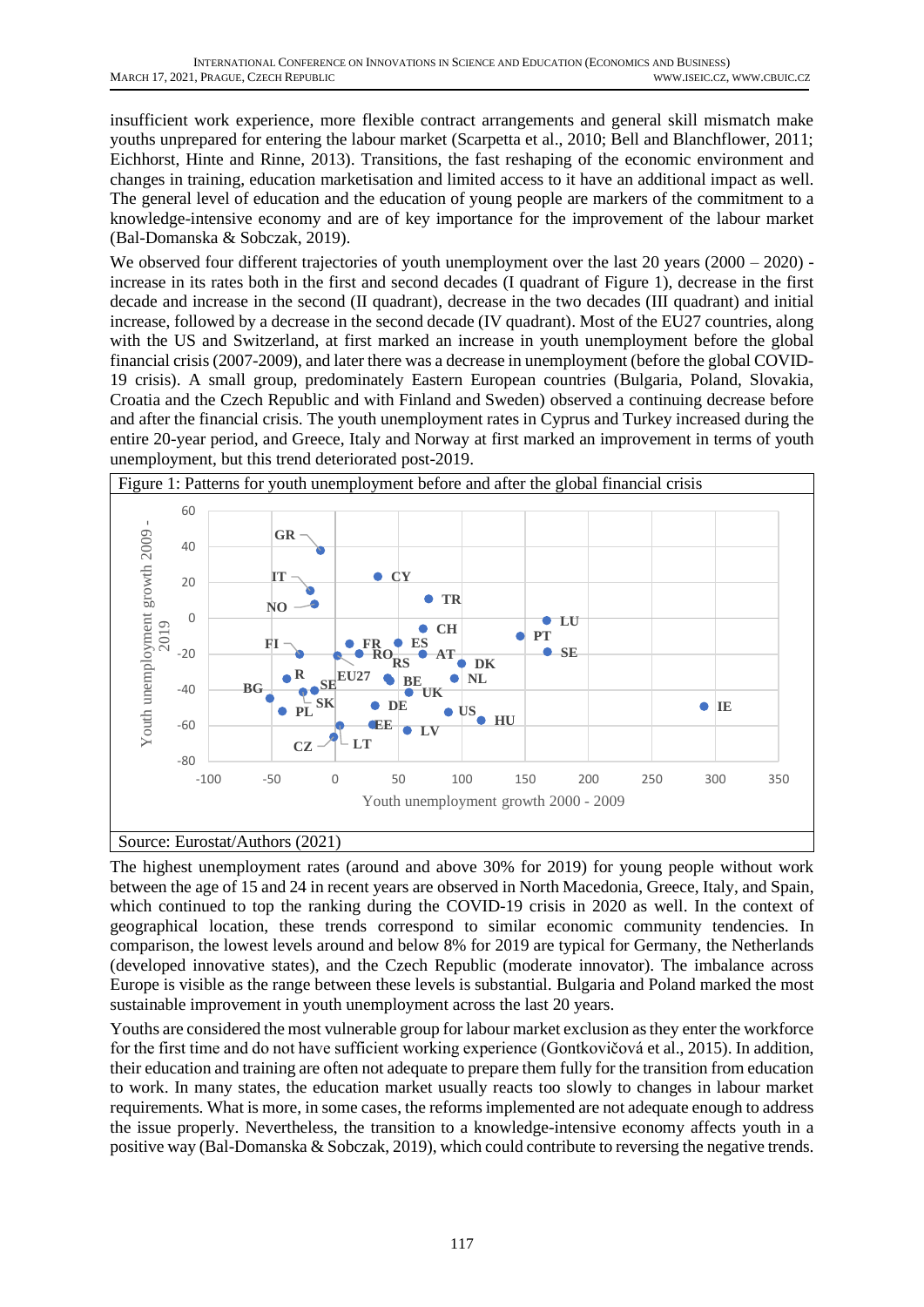insufficient work experience, more flexible contract arrangements and general skill mismatch make youths unprepared for entering the labour market (Scarpetta et al., 2010; Bell and Blanchflower, 2011; Eichhorst, Hinte and Rinne, 2013). Transitions, the fast reshaping of the economic environment and changes in training, education marketisation and limited access to it have an additional impact as well. The general level of education and the education of young people are markers of the commitment to a knowledge-intensive economy and are of key importance for the improvement of the labour market (Bal-Domanska & Sobczak, 2019).

We observed four different trajectories of youth unemployment over the last 20 years (2000 – 2020) - increase in its rates both in the first and second decades (I quadrant of Figure 1), decrease in the first decade and increase in the second (II quadrant), decrease in the two decades (III quadrant) and initial increase, followed by a decrease in the second decade (IV quadrant). Most of the EU27 countries, along with the US and Switzerland, at first marked an increase in youth unemployment before the global financial crisis (2007-2009), and later there was a decrease in unemployment (before the global COVID-19 crisis). A small group, predominately Eastern European countries (Bulgaria, Poland, Slovakia, Croatia and the Czech Republic and with Finland and Sweden) observed a continuing decrease before and after the financial crisis. The youth unemployment rates in Cyprus and Turkey increased during the entire 20-year period, and Greece, Italy and Norway at first marked an improvement in terms of youth unemployment, but this trend deteriorated post-2019.

Figure 1: Patterns for youth unemployment before and after the global financial crisis

Youth unemployment growth 2009 - 2019

Youth unemployment growth 2000 - 2009

GR, IT, NO, CY, TR, CH, LU, PT, SE, FI, FR, ES, RO, AT, RS, DK, R, SE, EU27, BE, NL, BG, UK, SK, PL, DE, US, HU, IE, EE, LV, CZ, LT

60, 40, 20, 0, -20, -40, -60, -80

-100, -50, 0, 50, 100, 150, 200, 250, 300, 350

Source: Eurostat/Authors (2021)

The highest unemployment rates (around and above 30% for 2019) for young people without work between the age of 15 and 24 in recent years are observed in North Macedonia, Greece, Italy, and Spain, which continued to top the ranking during the COVID-19 crisis in 2020 as well. In the context of geographical location, these trends correspond to similar economic community tendencies. In comparison, the lowest levels around and below 8% for 2019 are typical for Germany, the Netherlands (developed innovative states), and the Czech Republic (moderate innovator). The imbalance across Europe is visible as the range between these levels is substantial. Bulgaria and Poland marked the most sustainable improvement in youth unemployment across the last 20 years.

Youths are considered the most vulnerable group for labour market exclusion as they enter the workforce for the first time and do not have sufficient working experience (Gontkovičová et al., 2015). In addition, their education and training are often not adequate to prepare them fully for the transition from education to work. In many states, the education market usually reacts too slowly to changes in labour market requirements. What is more, in some cases, the reforms implemented are not adequate enough to address the issue properly. Nevertheless, the transition to a knowledge-intensive economy affects youth in a positive way (Bal-Domanska & Sobczak, 2019), which could contribute to reversing the negative trends.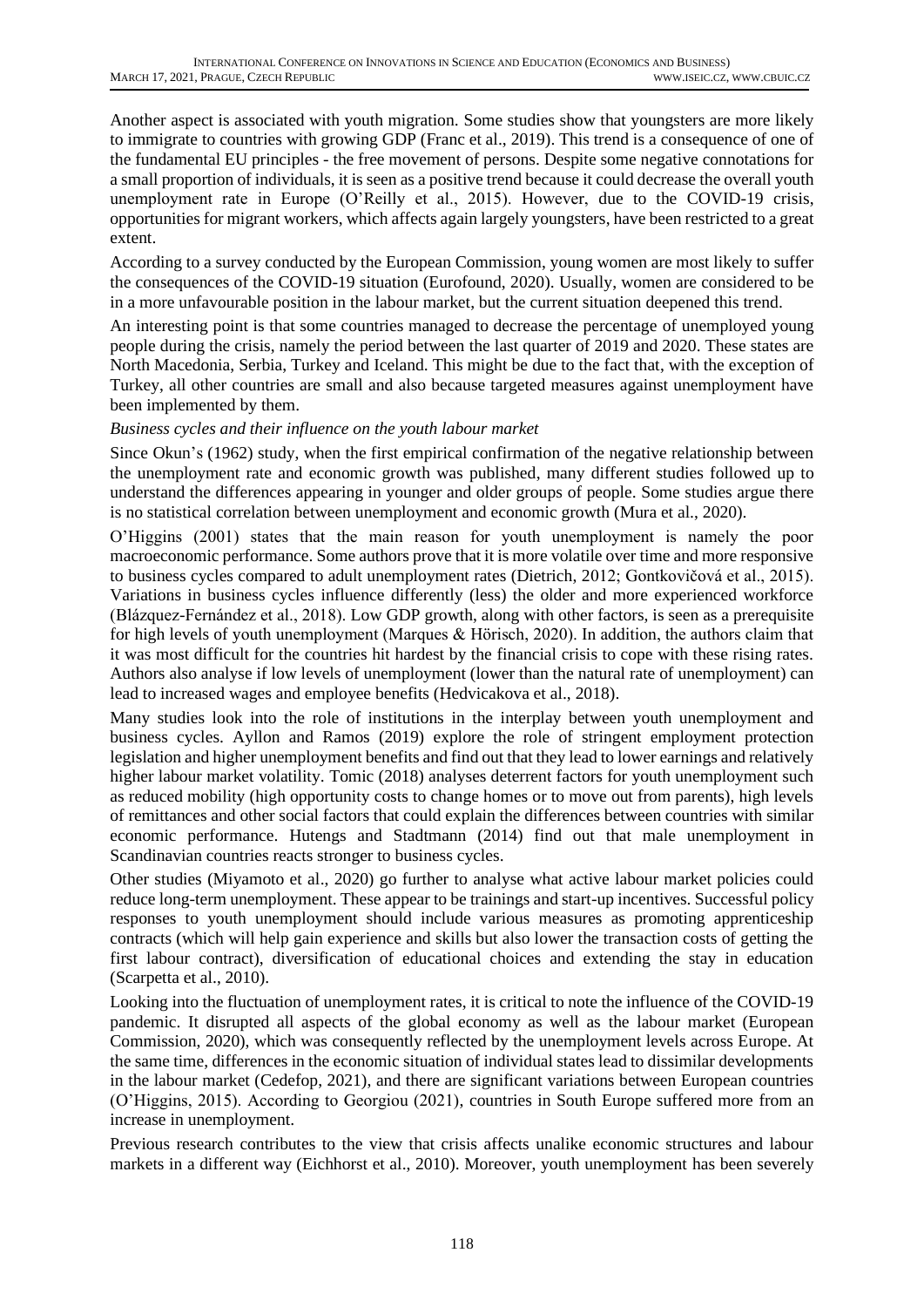Another aspect is associated with youth migration. Some studies show that youngsters are more likely to immigrate to countries with growing GDP (Franc et al., 2019). This trend is a consequence of one of the fundamental EU principles - the free movement of persons. Despite some negative connotations for a small proportion of individuals, it is seen as a positive trend because it could decrease the overall youth unemployment rate in Europe (O'Reilly et al., 2015). However, due to the COVID-19 crisis, opportunities for migrant workers, which affects again largely youngsters, have been restricted to a great extent.

According to a survey conducted by the European Commission, young women are most likely to suffer the consequences of the COVID-19 situation (Eurofound, 2020). Usually, women are considered to be in a more unfavourable position in the labour market, but the current situation deepened this trend.

An interesting point is that some countries managed to decrease the percentage of unemployed young people during the crisis, namely the period between the last quarter of 2019 and 2020. These states are North Macedonia, Serbia, Turkey and Iceland. This might be due to the fact that, with the exception of Turkey, all other countries are small and also because targeted measures against unemployment have been implemented by them.

*Business cycles and their influence on the youth labour market*

Since Okun's (1962) study, when the first empirical confirmation of the negative relationship between the unemployment rate and economic growth was published, many different studies followed up to understand the differences appearing in younger and older groups of people. Some studies argue there is no statistical correlation between unemployment and economic growth (Mura et al., 2020).

O'Higgins (2001) states that the main reason for youth unemployment is namely the poor macroeconomic performance. Some authors prove that it is more volatile over time and more responsive to business cycles compared to adult unemployment rates (Dietrich, 2012; Gontkovičová et al., 2015). Variations in business cycles influence differently (less) the older and more experienced workforce (Blázquez-Fernández et al., 2018). Low GDP growth, along with other factors, is seen as a prerequisite for high levels of youth unemployment (Marques & Hörisch, 2020). In addition, the authors claim that it was most difficult for the countries hit hardest by the financial crisis to cope with these rising rates. Authors also analyse if low levels of unemployment (lower than the natural rate of unemployment) can lead to increased wages and employee benefits (Hedvicakova et al., 2018).

Many studies look into the role of institutions in the interplay between youth unemployment and business cycles. Ayllon and Ramos (2019) explore the role of stringent employment protection legislation and higher unemployment benefits and find out that they lead to lower earnings and relatively higher labour market volatility. Tomic (2018) analyses deterrent factors for youth unemployment such as reduced mobility (high opportunity costs to change homes or to move out from parents), high levels of remittances and other social factors that could explain the differences between countries with similar economic performance. Hutengs and Stadtmann (2014) find out that male unemployment in Scandinavian countries reacts stronger to business cycles.

Other studies (Miyamoto et al., 2020) go further to analyse what active labour market policies could reduce long-term unemployment. These appear to be trainings and start-up incentives. Successful policy responses to youth unemployment should include various measures as promoting apprenticeship contracts (which will help gain experience and skills but also lower the transaction costs of getting the first labour contract), diversification of educational choices and extending the stay in education (Scarpetta et al., 2010).

Looking into the fluctuation of unemployment rates, it is critical to note the influence of the COVID-19 pandemic. It disrupted all aspects of the global economy as well as the labour market (European Commission, 2020), which was consequently reflected by the unemployment levels across Europe. At the same time, differences in the economic situation of individual states lead to dissimilar developments in the labour market (Cedefop, 2021), and there are significant variations between European countries (O'Higgins, 2015). According to Georgiou (2021), countries in South Europe suffered more from an increase in unemployment.

Previous research contributes to the view that crisis affects unalike economic structures and labour markets in a different way (Eichhorst et al., 2010). Moreover, youth unemployment has been severely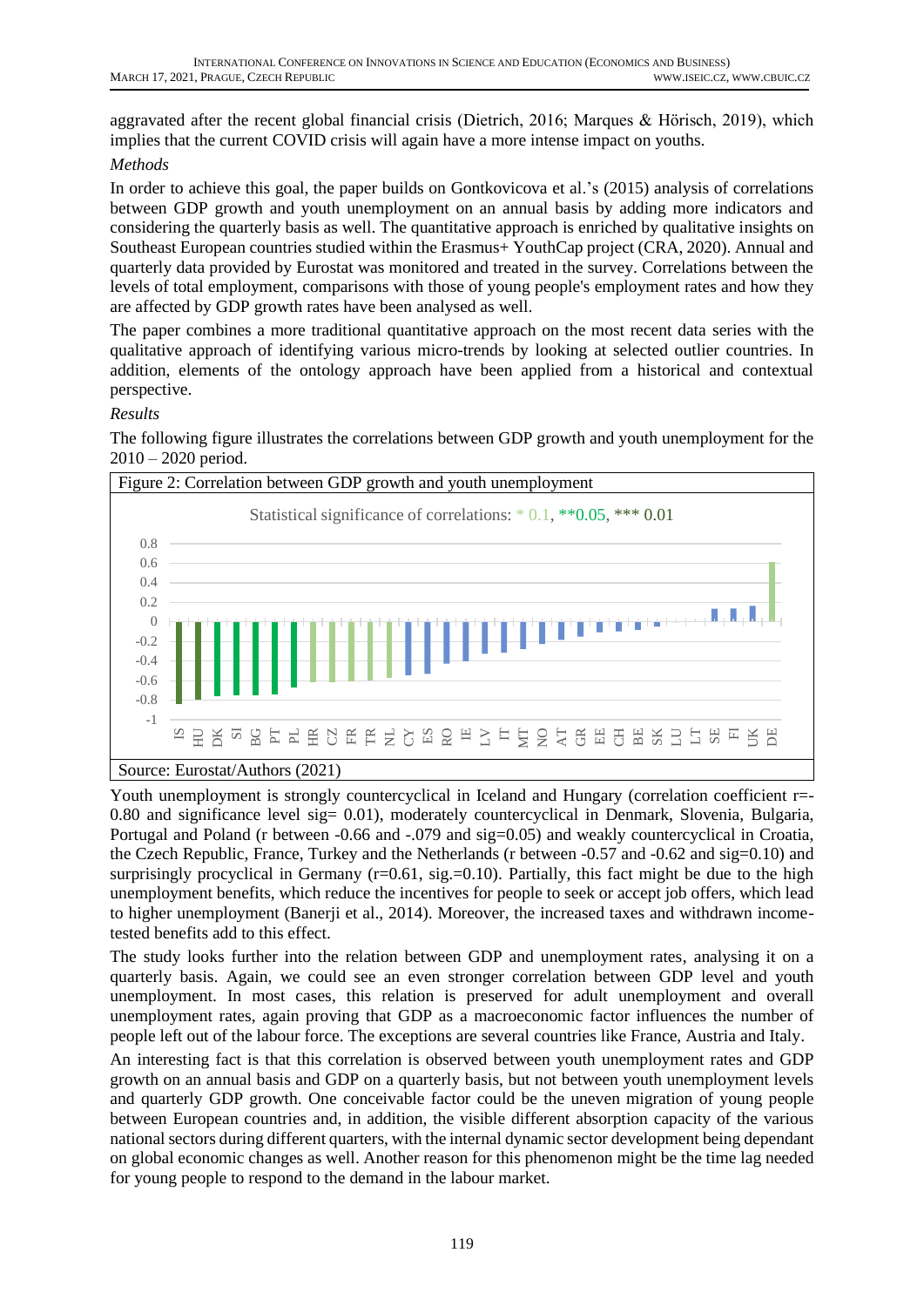aggravated after the recent global financial crisis (Dietrich, 2016; Marques & Hörisch, 2019), which implies that the current COVID crisis will again have a more intense impact on youths.

*Methods*

In order to achieve this goal, the paper builds on Gontkovicova et al.'s (2015) analysis of correlations between GDP growth and youth unemployment on an annual basis by adding more indicators and considering the quarterly basis as well. The quantitative approach is enriched by qualitative insights on Southeast European countries studied within the Erasmus+ YouthCap project (CRA, 2020). Annual and quarterly data provided by Eurostat was monitored and treated in the survey. Correlations between the levels of total employment, comparisons with those of young people's employment rates and how they are affected by GDP growth rates have been analysed as well.

The paper combines a more traditional quantitative approach on the most recent data series with the qualitative approach of identifying various micro-trends by looking at selected outlier countries. In addition, elements of the ontology approach have been applied from a historical and contextual perspective.

*Results*

The following figure illustrates the correlations between GDP growth and youth unemployment for the 2010 – 2020 period.

Figure 2: Correlation between GDP growth and youth unemployment

Statistical significance of correlations: * 0.1, **0.05, *** 0.01

0.8
0.6
0.4
0.2
0
-0.2
-0.4
-0.6
-0.8
-1

IS HU DK SI BG PT PL HR CZ FR TR NL CY ES RO IE LV IT MT NO AT GR EE CH BE SK LU LT SE FI UK DE

Source: Eurostat/Authors (2021)

Youth unemployment is strongly countercyclical in Iceland and Hungary (correlation coefficient r=-0.80 and significance level sig= 0.01), moderately countercyclical in Denmark, Slovenia, Bulgaria, Portugal and Poland (r between -0.66 and -.079 and sig=0.05) and weakly countercyclical in Croatia, the Czech Republic, France, Turkey and the Netherlands (r between -0.57 and -0.62 and sig=0.10) and surprisingly procyclical in Germany (r=0.61, sig.=0.10). Partially, this fact might be due to the high unemployment benefits, which reduce the incentives for people to seek or accept job offers, which lead to higher unemployment (Banerji et al., 2014). Moreover, the increased taxes and withdrawn income-tested benefits add to this effect.

The study looks further into the relation between GDP and unemployment rates, analysing it on a quarterly basis. Again, we could see an even stronger correlation between GDP level and youth unemployment. In most cases, this relation is preserved for adult unemployment and overall unemployment rates, again proving that GDP as a macroeconomic factor influences the number of people left out of the labour force. The exceptions are several countries like France, Austria and Italy.

An interesting fact is that this correlation is observed between youth unemployment rates and GDP growth on an annual basis and GDP on a quarterly basis, but not between youth unemployment levels and quarterly GDP growth. One conceivable factor could be the uneven migration of young people between European countries and, in addition, the visible different absorption capacity of the various national sectors during different quarters, with the internal dynamic sector development being dependant on global economic changes as well. Another reason for this phenomenon might be the time lag needed for young people to respond to the demand in the labour market.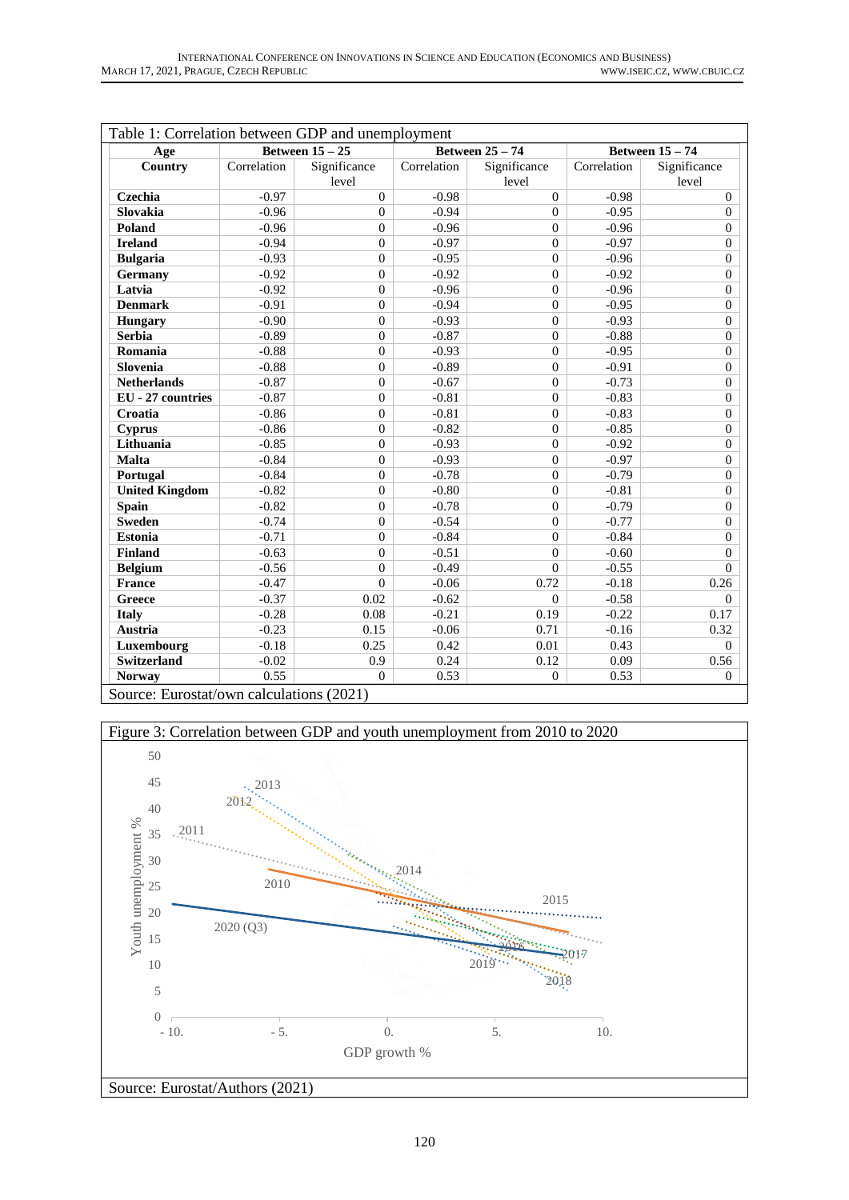Table 1: Correlation between GDP and unemployment

| Age | Between 15 – 25 | | Between 25 – 74 | | Between 15 – 74 | |
|---|---|---|---|---|---|---|
| Country | Correlation | Significance level | Correlation | Significance level | Correlation | Significance level |
| **Czechia** | -0.97 | 0 | -0.98 | 0 | -0.98 | 0 |
| **Slovakia** | -0.96 | 0 | -0.94 | 0 | -0.95 | 0 |
| **Poland** | -0.96 | 0 | -0.96 | 0 | -0.96 | 0 |
| **Ireland** | -0.94 | 0 | -0.97 | 0 | -0.97 | 0 |
| **Bulgaria** | -0.93 | 0 | -0.95 | 0 | -0.96 | 0 |
| **Germany** | -0.92 | 0 | -0.92 | 0 | -0.92 | 0 |
| **Latvia** | -0.92 | 0 | -0.96 | 0 | -0.96 | 0 |
| **Denmark** | -0.91 | 0 | -0.94 | 0 | -0.95 | 0 |
| **Hungary** | -0.90 | 0 | -0.93 | 0 | -0.93 | 0 |
| **Serbia** | -0.89 | 0 | -0.87 | 0 | -0.88 | 0 |
| **Romania** | -0.88 | 0 | -0.93 | 0 | -0.95 | 0 |
| **Slovenia** | -0.88 | 0 | -0.89 | 0 | -0.91 | 0 |
| **Netherlands** | -0.87 | 0 | -0.67 | 0 | -0.73 | 0 |
| **EU - 27 countries** | -0.87 | 0 | -0.81 | 0 | -0.83 | 0 |
| **Croatia** | -0.86 | 0 | -0.81 | 0 | -0.83 | 0 |
| **Cyprus** | -0.86 | 0 | -0.82 | 0 | -0.85 | 0 |
| **Lithuania** | -0.85 | 0 | -0.93 | 0 | -0.92 | 0 |
| **Malta** | -0.84 | 0 | -0.93 | 0 | -0.97 | 0 |
| **Portugal** | -0.84 | 0 | -0.78 | 0 | -0.79 | 0 |
| **United Kingdom** | -0.82 | 0 | -0.80 | 0 | -0.81 | 0 |
| **Spain** | -0.82 | 0 | -0.78 | 0 | -0.79 | 0 |
| **Sweden** | -0.74 | 0 | -0.54 | 0 | -0.77 | 0 |
| **Estonia** | -0.71 | 0 | -0.84 | 0 | -0.84 | 0 |
| **Finland** | -0.63 | 0 | -0.51 | 0 | -0.60 | 0 |
| **Belgium** | -0.56 | 0 | -0.49 | 0 | -0.55 | 0 |
| **France** | -0.47 | 0 | -0.06 | 0.72 | -0.18 | 0.26 |
| **Greece** | -0.37 | 0.02 | -0.62 | 0 | -0.58 | 0 |
| **Italy** | -0.28 | 0.08 | -0.21 | 0.19 | -0.22 | 0.17 |
| **Austria** | -0.23 | 0.15 | -0.06 | 0.71 | -0.16 | 0.32 |
| **Luxembourg** | -0.18 | 0.25 | 0.42 | 0.01 | 0.43 | 0 |
| **Switzerland** | -0.02 | 0.9 | 0.24 | 0.12 | 0.09 | 0.56 |
| **Norway** | 0.55 | 0 | 0.53 | 0 | 0.53 | 0 |

Source: Eurostat/own calculations (2021)

Figure 3: Correlation between GDP and youth unemployment from 2010 to 2020

Youth unemployment %
0
5
10
15
20
25
30
35
40
45
50

GDP growth %
- 10.
- 5.
0.
5.
10.

2010
2011
2012
2013
2014
2015
2016
2017
2018
2019
2020 (Q3)

Source: Eurostat/Authors (2021)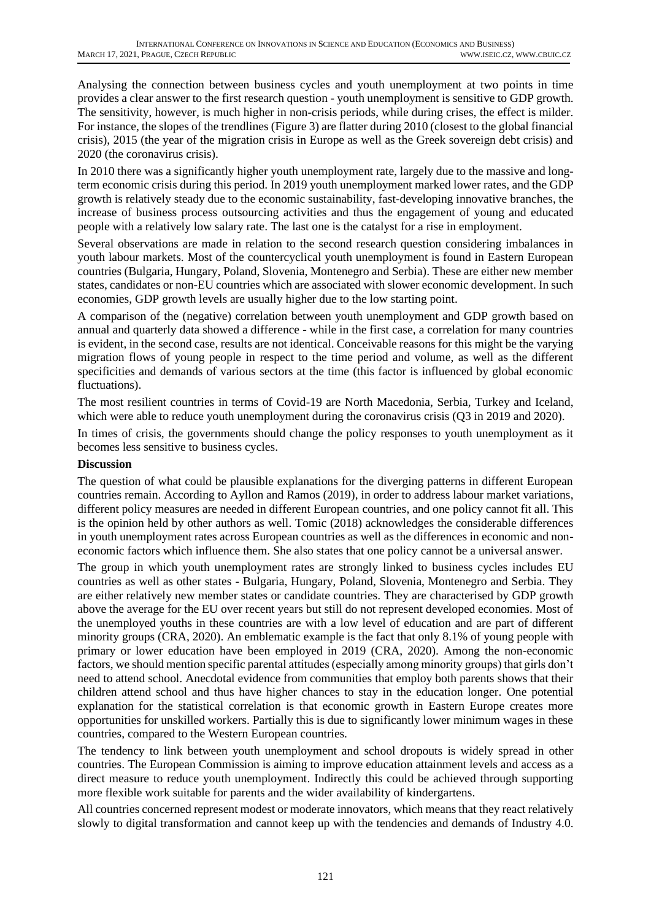Analysing the connection between business cycles and youth unemployment at two points in time provides a clear answer to the first research question - youth unemployment is sensitive to GDP growth. The sensitivity, however, is much higher in non-crisis periods, while during crises, the effect is milder. For instance, the slopes of the trendlines (Figure 3) are flatter during 2010 (closest to the global financial crisis), 2015 (the year of the migration crisis in Europe as well as the Greek sovereign debt crisis) and 2020 (the coronavirus crisis).

In 2010 there was a significantly higher youth unemployment rate, largely due to the massive and long-term economic crisis during this period. In 2019 youth unemployment marked lower rates, and the GDP growth is relatively steady due to the economic sustainability, fast-developing innovative branches, the increase of business process outsourcing activities and thus the engagement of young and educated people with a relatively low salary rate. The last one is the catalyst for a rise in employment.

Several observations are made in relation to the second research question considering imbalances in youth labour markets. Most of the countercyclical youth unemployment is found in Eastern European countries (Bulgaria, Hungary, Poland, Slovenia, Montenegro and Serbia). These are either new member states, candidates or non-EU countries which are associated with slower economic development. In such economies, GDP growth levels are usually higher due to the low starting point.

A comparison of the (negative) correlation between youth unemployment and GDP growth based on annual and quarterly data showed a difference - while in the first case, a correlation for many countries is evident, in the second case, results are not identical. Conceivable reasons for this might be the varying migration flows of young people in respect to the time period and volume, as well as the different specificities and demands of various sectors at the time (this factor is influenced by global economic fluctuations).

The most resilient countries in terms of Covid-19 are North Macedonia, Serbia, Turkey and Iceland, which were able to reduce youth unemployment during the coronavirus crisis (Q3 in 2019 and 2020).

In times of crisis, the governments should change the policy responses to youth unemployment as it becomes less sensitive to business cycles.

**Discussion**

The question of what could be plausible explanations for the diverging patterns in different European countries remain. According to Ayllon and Ramos (2019), in order to address labour market variations, different policy measures are needed in different European countries, and one policy cannot fit all. This is the opinion held by other authors as well. Tomic (2018) acknowledges the considerable differences in youth unemployment rates across European countries as well as the differences in economic and non-economic factors which influence them. She also states that one policy cannot be a universal answer.

The group in which youth unemployment rates are strongly linked to business cycles includes EU countries as well as other states - Bulgaria, Hungary, Poland, Slovenia, Montenegro and Serbia. They are either relatively new member states or candidate countries. They are characterised by GDP growth above the average for the EU over recent years but still do not represent developed economies. Most of the unemployed youths in these countries are with a low level of education and are part of different minority groups (CRA, 2020). An emblematic example is the fact that only 8.1% of young people with primary or lower education have been employed in 2019 (CRA, 2020). Among the non-economic factors, we should mention specific parental attitudes (especially among minority groups) that girls don't need to attend school. Anecdotal evidence from communities that employ both parents shows that their children attend school and thus have higher chances to stay in the education longer. One potential explanation for the statistical correlation is that economic growth in Eastern Europe creates more opportunities for unskilled workers. Partially this is due to significantly lower minimum wages in these countries, compared to the Western European countries.

The tendency to link between youth unemployment and school dropouts is widely spread in other countries. The European Commission is aiming to improve education attainment levels and access as a direct measure to reduce youth unemployment. Indirectly this could be achieved through supporting more flexible work suitable for parents and the wider availability of kindergartens.

All countries concerned represent modest or moderate innovators, which means that they react relatively slowly to digital transformation and cannot keep up with the tendencies and demands of Industry 4.0.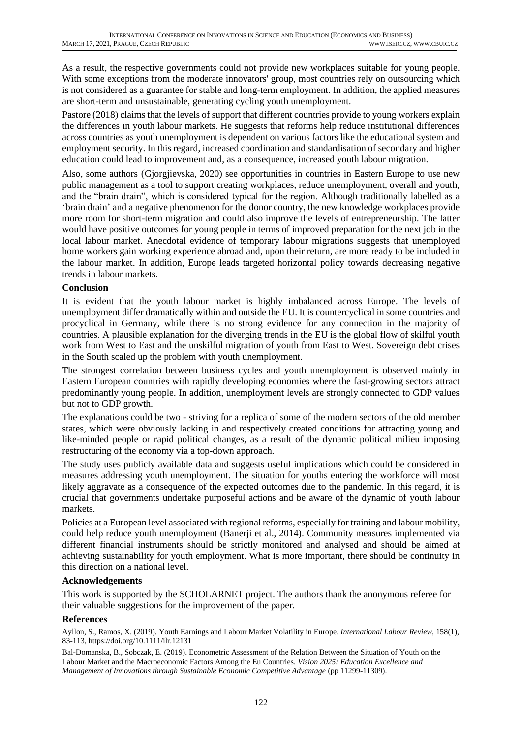As a result, the respective governments could not provide new workplaces suitable for young people. With some exceptions from the moderate innovators' group, most countries rely on outsourcing which is not considered as a guarantee for stable and long-term employment. In addition, the applied measures are short-term and unsustainable, generating cycling youth unemployment.

Pastore (2018) claims that the levels of support that different countries provide to young workers explain the differences in youth labour markets. He suggests that reforms help reduce institutional differences across countries as youth unemployment is dependent on various factors like the educational system and employment security. In this regard, increased coordination and standardisation of secondary and higher education could lead to improvement and, as a consequence, increased youth labour migration.

Also, some authors (Gjorgjievska, 2020) see opportunities in countries in Eastern Europe to use new public management as a tool to support creating workplaces, reduce unemployment, overall and youth, and the "brain drain", which is considered typical for the region. Although traditionally labelled as a 'brain drain' and a negative phenomenon for the donor country, the new knowledge workplaces provide more room for short-term migration and could also improve the levels of entrepreneurship. The latter would have positive outcomes for young people in terms of improved preparation for the next job in the local labour market. Anecdotal evidence of temporary labour migrations suggests that unemployed home workers gain working experience abroad and, upon their return, are more ready to be included in the labour market. In addition, Europe leads targeted horizontal policy towards decreasing negative trends in labour markets.

## Conclusion

It is evident that the youth labour market is highly imbalanced across Europe. The levels of unemployment differ dramatically within and outside the EU. It is countercyclical in some countries and procyclical in Germany, while there is no strong evidence for any connection in the majority of countries. A plausible explanation for the diverging trends in the EU is the global flow of skilful youth work from West to East and the unskilful migration of youth from East to West. Sovereign debt crises in the South scaled up the problem with youth unemployment.

The strongest correlation between business cycles and youth unemployment is observed mainly in Eastern European countries with rapidly developing economies where the fast-growing sectors attract predominantly young people. In addition, unemployment levels are strongly connected to GDP values but not to GDP growth.

The explanations could be two - striving for a replica of some of the modern sectors of the old member states, which were obviously lacking in and respectively created conditions for attracting young and like-minded people or rapid political changes, as a result of the dynamic political milieu imposing restructuring of the economy via a top-down approach.

The study uses publicly available data and suggests useful implications which could be considered in measures addressing youth unemployment. The situation for youths entering the workforce will most likely aggravate as a consequence of the expected outcomes due to the pandemic. In this regard, it is crucial that governments undertake purposeful actions and be aware of the dynamic of youth labour markets.

Policies at a European level associated with regional reforms, especially for training and labour mobility, could help reduce youth unemployment (Banerji et al., 2014). Community measures implemented via different financial instruments should be strictly monitored and analysed and should be aimed at achieving sustainability for youth employment. What is more important, there should be continuity in this direction on a national level.

## Acknowledgements

This work is supported by the SCHOLARNET project. The authors thank the anonymous referee for their valuable suggestions for the improvement of the paper.

## References

Ayllon, S., Ramos, X. (2019). Youth Earnings and Labour Market Volatility in Europe. *International Labour Review*, 158(1), 83-113, https://doi.org/10.1111/ilr.12131

Bal-Domanska, B., Sobczak, E. (2019). Econometric Assessment of the Relation Between the Situation of Youth on the Labour Market and the Macroeconomic Factors Among the Eu Countries. *Vision 2025: Education Excellence and Management of Innovations through Sustainable Economic Competitive Advantage* (pp 11299-11309).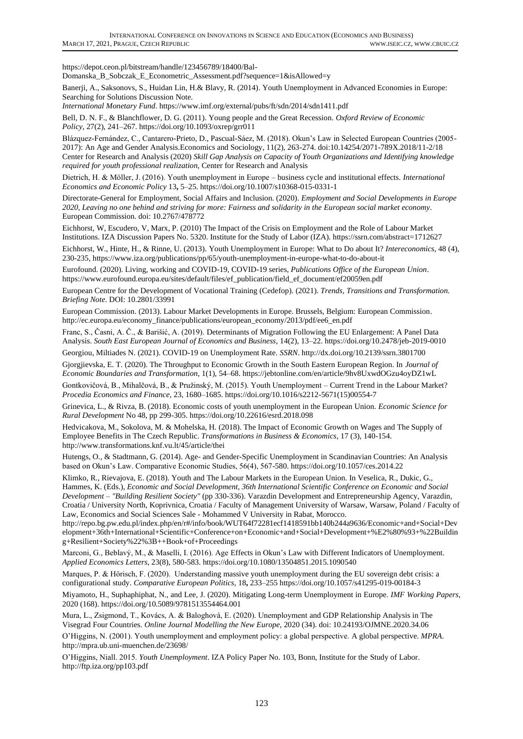https://depot.ceon.pl/bitstream/handle/123456789/18400/Bal-Domanska_B_Sobczak_E_Econometric_Assessment.pdf?sequence=1&isAllowed=y

Banerji, A., Saksonovs, S., Huidan Lin, H.& Blavy, R. (2014). Youth Unemployment in Advanced Economies in Europe: Searching for Solutions Discussion Note. *International Monetary Fund*. https://www.imf.org/external/pubs/ft/sdn/2014/sdn1411.pdf

Bell, D. N. F., & Blanchflower, D. G. (2011). Young people and the Great Recession. *Oxford Review of Economic Policy*, 27(2), 241–267. https://doi.org/10.1093/oxrep/grr011

Blázquez-Fernández, C., Cantarero-Prieto, D., Pascual-Sáez, M. (2018). Okun's Law in Selected European Countries (2005-2017): An Age and Gender Analysis.Economics and Sociology, 11(2), 263-274. doi:10.14254/2071-789X.2018/11-2/18

Center for Research and Analysis (2020) *Skill Gap Analysis on Capacity of Youth Organizations and Identifying knowledge required for youth professional realization,* Center for Research and Analysis

Dietrich, H. & Möller, J. (2016). Youth unemployment in Europe – business cycle and institutional effects. *International Economics and Economic Policy* 13**,** 5–25. https://doi.org/10.1007/s10368-015-0331-1

Directorate-General for Employment, Social Affairs and Inclusion. (2020). *Employment and Social Developments in Europe 2020, Leaving no one behind and striving for more: Fairness and solidarity in the European social market economy*. European Commission. doi: 10.2767/478772

Eichhorst, W, Escudero, V, Marx, P. (2010) The Impact of the Crisis on Employment and the Role of Labour Market Institutions. IZA Discussion Papers No. 5320. Institute for the Study of Labor (IZA). https://ssrn.com/abstract=1712627

Eichhorst, W., Hinte, H., & Rinne, U. (2013). Youth Unemployment in Europe: What to Do about It? *Intereconomics*, 48 (4), 230-235, https://www.iza.org/publications/pp/65/youth-unemployment-in-europe-what-to-do-about-it

Eurofound. (2020). Living, working and COVID-19, COVID-19 series, *Publications Office of the European Union*. https://www.eurofound.europa.eu/sites/default/files/ef_publication/field_ef_document/ef20059en.pdf

European Centre for the Development of Vocational Training (Cedefop). (2021). *Trends, Transitions and Transformation. Briefing Note*. DOI: 10.2801/33991

European Commission. (2013). Labour Market Developments in Europe. Brussels, Belgium: European Commission. http://ec.europa.eu/economy_finance/publications/european_economy/2013/pdf/ee6_en.pdf

Franc, S., Časni, A. Č., & Barišić, A. (2019). Determinants of Migration Following the EU Enlargement: A Panel Data Analysis. *South East European Journal of Economics and Business*, 14(2), 13–22. https://doi.org/10.2478/jeb-2019-0010

Georgiou, Miltiades N. (2021). COVID-19 on Unemployment Rate. *SSRN*. http://dx.doi.org/10.2139/ssrn.3801700

Gjorgjievska, E. T. (2020). The Throughput to Economic Growth in the South Eastern European Region. In *Journal of Economic Boundaries and Transformation*, 1(1), 54–68. https://jebtonline.com/en/article/9hv8UxwdOGzu4oyDZ1wL

Gontkovičová, B., Mihalčová, B., & Pružinský, M. (2015). Youth Unemployment – Current Trend in the Labour Market? *Procedia Economics and Finance*, 23, 1680–1685. https://doi.org/10.1016/s2212-5671(15)00554-7

Grinevica, L., & Rivza, B. (2018). Economic costs of youth unemployment in the European Union. *Economic Science for Rural Development* No 48, pp 299-305. https://doi.org/10.22616/esrd.2018.098

Hedvicakova, M., Sokolova, M. & Mohelska, H. (2018). The Impact of Economic Growth on Wages and The Supply of Employee Benefits in The Czech Republic. *Transformations in Business & Economics*, 17 (3), 140-154. http://www.transformations.knf.vu.lt/45/article/thei

Hutengs, O., & Stadtmann, G. (2014). Age- and Gender-Specific Unemployment in Scandinavian Countries: An Analysis based on Okun's Law. Comparative Economic Studies, 56(4), 567-580. https://doi.org/10.1057/ces.2014.22

Klimko, R., Rievajova, E. (2018). Youth and The Labour Markets in the European Union. In Veselica, R., Dukic, G., Hammes, K. (Eds.), *Economic and Social Development, 36th International Scientific Conference on Economic and Social Development – "Building Resilient Society"* (pp 330-336). Varazdin Development and Entrepreneurship Agency, Varazdin, Croatia / University North, Koprivnica, Croatia / Faculty of Management University of Warsaw, Warsaw, Poland / Faculty of Law, Economics and Social Sciences Sale - Mohammed V University in Rabat, Morocco. http://repo.bg.pw.edu.pl/index.php/en/r#/info/book/WUT64f72281ecf1418591bb140b244a9636/Economic+and+Social+Development+36th+International+Scientific+Conference+on+Economic+and+Social+Development+%E2%80%93+%22Building+Resilient+Society%22%3B++Book+of+Proceedings

Marconi, G., Beblavý, M., & Maselli, I. (2016). Age Effects in Okun's Law with Different Indicators of Unemployment. *Applied Economics Letters*, 23(8), 580-583. https://doi.org/10.1080/13504851.2015.1090540

Marques, P. & Hörisch, F. (2020). Understanding massive youth unemployment during the EU sovereign debt crisis: a configurational study. *Comparative European Politics*, 18**,** 233–255 https://doi.org/10.1057/s41295-019-00184-3

Miyamoto, H., Suphaphiphat, N., and Lee, J. (2020). Mitigating Long-term Unemployment in Europe. *IMF Working Papers*, 2020 (168). https://doi.org/10.5089/9781513554464.001

Mura, L., Zsigmond, T., Kovács, A. & Baloghová, E. (2020). Unemployment and GDP Relationship Analysis in The Visegrad Four Countries. *Online Journal Modelling the New Europe*, 2020 (34). doi: 10.24193/OJMNE.2020.34.06

O'Higgins, N. (2001). Youth unemployment and employment policy: a global perspective. A global perspective. *MPRA*. http://mpra.ub.uni-muenchen.de/23698/

O'Higgins, Niall. 2015. *Youth Unemployment*. IZA Policy Paper No. 103, Bonn, Institute for the Study of Labor. http://ftp.iza.org/pp103.pdf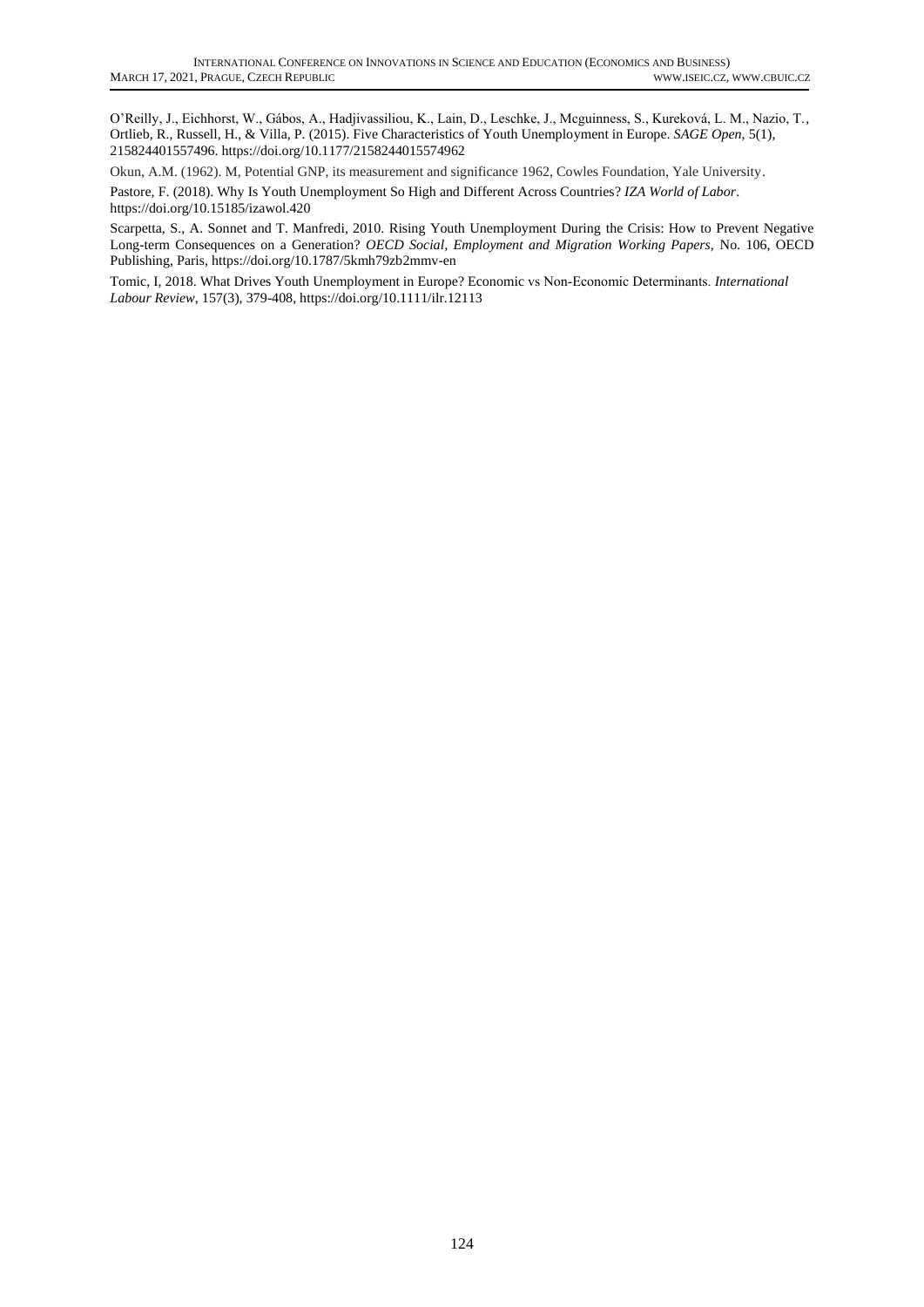O'Reilly, J., Eichhorst, W., Gábos, A., Hadjivassiliou, K., Lain, D., Leschke, J., Mcguinness, S., Kureková, L. M., Nazio, T., Ortlieb, R., Russell, H., & Villa, P. (2015). Five Characteristics of Youth Unemployment in Europe. *SAGE Open*, 5(1), 215824401557496. https://doi.org/10.1177/2158244015574962

Okun, A.M. (1962). M, Potential GNP, its measurement and significance 1962, Cowles Foundation, Yale University.

Pastore, F. (2018). Why Is Youth Unemployment So High and Different Across Countries? *IZA World of Labor*. https://doi.org/10.15185/izawol.420

Scarpetta, S., A. Sonnet and T. Manfredi, 2010. Rising Youth Unemployment During the Crisis: How to Prevent Negative Long-term Consequences on a Generation? *OECD Social, Employment and Migration Working Papers,* No. 106, OECD Publishing, Paris, https://doi.org/10.1787/5kmh79zb2mmv-en

Tomic, I, 2018. What Drives Youth Unemployment in Europe? Economic vs Non-Economic Determinants. *International Labour Review*, 157(3), 379-408, https://doi.org/10.1111/ilr.12113